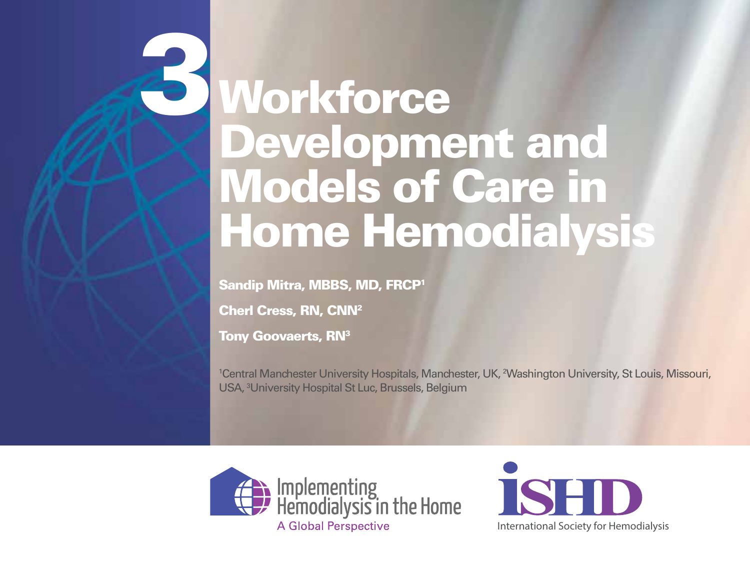# 3 Workforce Development and Models of Care in Home Hemodialysis

**Sandip Mitra, MBBS, MD, FRCP[1]**

**Cherl Cress, RN, CNN[2]**

**Tony Goovaerts, RN[3]**

[1]Central Manchester University Hospitals, Manchester, UK, [2]Washington University, St Louis, Missouri, USA, [3]University Hospital St Luc, Brussels, Belgium

Implementing Hemodialysis in the Home

A Global Perspective

ISHD

International Society for Hemodialysis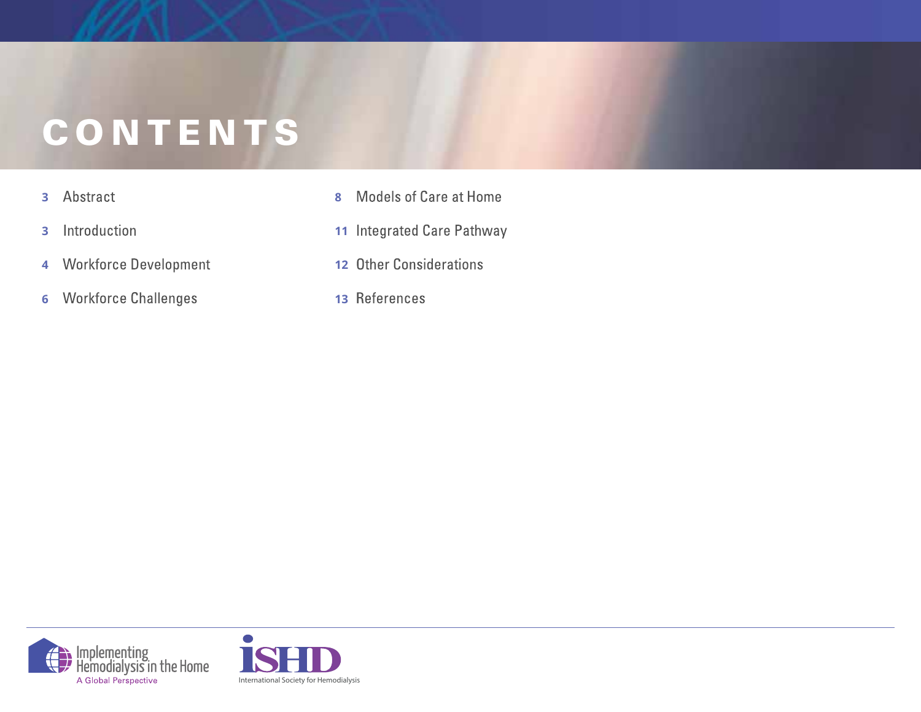# CONTENTS

- 3 Abstract
- 3 Introduction
- 4 Workforce Development
- 6 Workforce Challenges
- 8 Models of Care at Home
- 11 Integrated Care Pathway
- 12 Other Considerations
- 13 References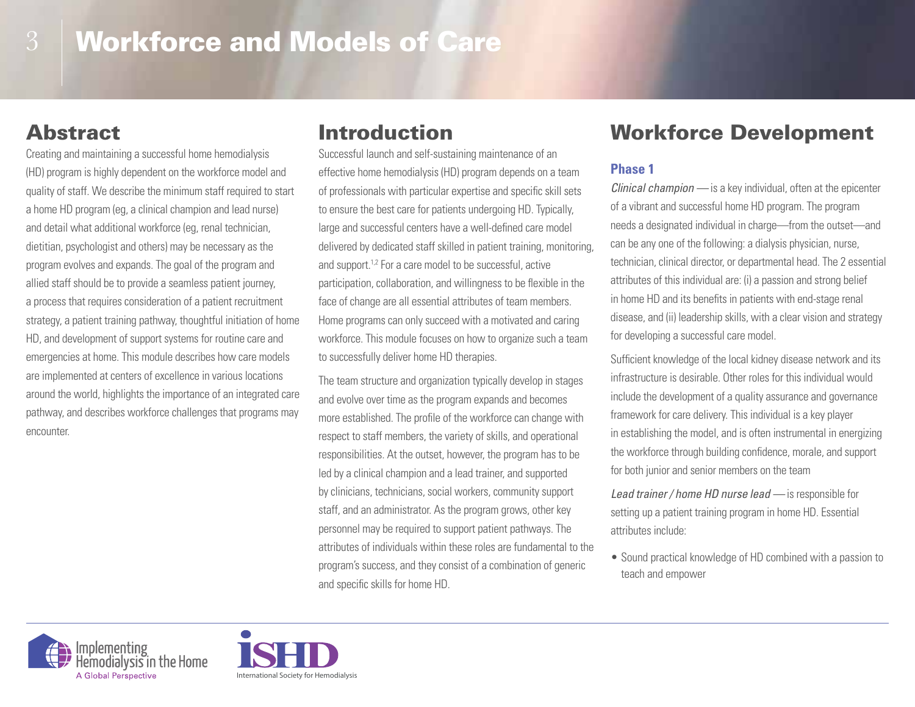# Workforce and Models of Care

## Abstract

Creating and maintaining a successful home hemodialysis (HD) program is highly dependent on the workforce model and quality of staff. We describe the minimum staff required to start a home HD program (eg, a clinical champion and lead nurse) and detail what additional workforce (eg, renal technician, dietitian, psychologist and others) may be necessary as the program evolves and expands. The goal of the program and allied staff should be to provide a seamless patient journey, a process that requires consideration of a patient recruitment strategy, a patient training pathway, thoughtful initiation of home HD, and development of support systems for routine care and emergencies at home. This module describes how care models are implemented at centers of excellence in various locations around the world, highlights the importance of an integrated care pathway, and describes workforce challenges that programs may encounter.

## Introduction

Successful launch and self-sustaining maintenance of an effective home hemodialysis (HD) program depends on a team of professionals with particular expertise and specific skill sets to ensure the best care for patients undergoing HD. Typically, large and successful centers have a well-defined care model delivered by dedicated staff skilled in patient training, monitoring, and support.[1,2] For a care model to be successful, active participation, collaboration, and willingness to be flexible in the face of change are all essential attributes of team members. Home programs can only succeed with a motivated and caring workforce. This module focuses on how to organize such a team to successfully deliver home HD therapies.

The team structure and organization typically develop in stages and evolve over time as the program expands and becomes more established. The profile of the workforce can change with respect to staff members, the variety of skills, and operational responsibilities. At the outset, however, the program has to be led by a clinical champion and a lead trainer, and supported by clinicians, technicians, social workers, community support staff, and an administrator. As the program grows, other key personnel may be required to support patient pathways. The attributes of individuals within these roles are fundamental to the program's success, and they consist of a combination of generic and specific skills for home HD.

## Workforce Development

### Phase 1

*Clinical champion* — is a key individual, often at the epicenter of a vibrant and successful home HD program. The program needs a designated individual in charge—from the outset—and can be any one of the following: a dialysis physician, nurse, technician, clinical director, or departmental head. The 2 essential attributes of this individual are: (i) a passion and strong belief in home HD and its benefits in patients with end-stage renal disease, and (ii) leadership skills, with a clear vision and strategy for developing a successful care model.

Sufficient knowledge of the local kidney disease network and its infrastructure is desirable. Other roles for this individual would include the development of a quality assurance and governance framework for care delivery. This individual is a key player in establishing the model, and is often instrumental in energizing the workforce through building confidence, morale, and support for both junior and senior members on the team

*Lead trainer / home HD nurse lead* — is responsible for setting up a patient training program in home HD. Essential attributes include:

- Sound practical knowledge of HD combined with a passion to teach and empower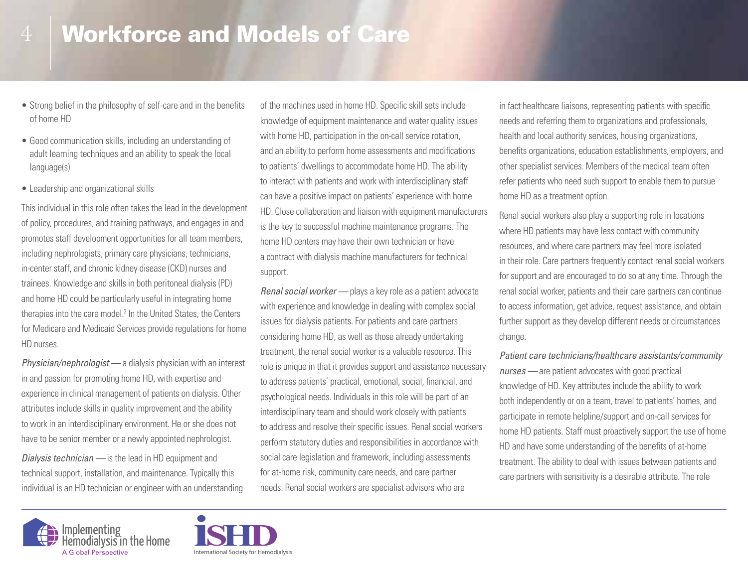# Workforce and Models of Care

- Strong belief in the philosophy of self-care and in the benefits of home HD
- Good communication skills, including an understanding of adult learning techniques and an ability to speak the local language(s)
- Leadership and organizational skills

This individual in this role often takes the lead in the development of policy, procedures, and training pathways, and engages in and promotes staff development opportunities for all team members, including nephrologists, primary care physicians, technicians, in-center staff, and chronic kidney disease (CKD) nurses and trainees. Knowledge and skills in both peritoneal dialysis (PD) and home HD could be particularly useful in integrating home therapies into the care model.[3] In the United States, the Centers for Medicare and Medicaid Services provide regulations for home HD nurses.

*Physician/nephrologist* — a dialysis physician with an interest in and passion for promoting home HD, with expertise and experience in clinical management of patients on dialysis. Other attributes include skills in quality improvement and the ability to work in an interdisciplinary environment. He or she does not have to be senior member or a newly appointed nephrologist.

*Dialysis technician* — is the lead in HD equipment and technical support, installation, and maintenance. Typically this individual is an HD technician or engineer with an understanding of the machines used in home HD. Specific skill sets include knowledge of equipment maintenance and water quality issues with home HD, participation in the on-call service rotation, and an ability to perform home assessments and modifications to patients' dwellings to accommodate home HD. The ability to interact with patients and work with interdisciplinary staff can have a positive impact on patients' experience with home HD. Close collaboration and liaison with equipment manufacturers is the key to successful machine maintenance programs. The home HD centers may have their own technician or have a contract with dialysis machine manufacturers for technical support.

*Renal social worker* — plays a key role as a patient advocate with experience and knowledge in dealing with complex social issues for dialysis patients. For patients and care partners considering home HD, as well as those already undertaking treatment, the renal social worker is a valuable resource. This role is unique in that it provides support and assistance necessary to address patients' practical, emotional, social, financial, and psychological needs. Individuals in this role will be part of an interdisciplinary team and should work closely with patients to address and resolve their specific issues. Renal social workers perform statutory duties and responsibilities in accordance with social care legislation and framework, including assessments for at-home risk, community care needs, and care partner needs. Renal social workers are specialist advisors who are in fact healthcare liaisons, representing patients with specific needs and referring them to organizations and professionals, health and local authority services, housing organizations, benefits organizations, education establishments, employers, and other specialist services. Members of the medical team often refer patients who need such support to enable them to pursue home HD as a treatment option.

Renal social workers also play a supporting role in locations where HD patients may have less contact with community resources, and where care partners may feel more isolated in their role. Care partners frequently contact renal social workers for support and are encouraged to do so at any time. Through the renal social worker, patients and their care partners can continue to access information, get advice, request assistance, and obtain further support as they develop different needs or circumstances change.

*Patient care technicians/healthcare assistants/community nurses* — are patient advocates with good practical knowledge of HD. Key attributes include the ability to work both independently or on a team, travel to patients' homes, and participate in remote helpline/support and on-call services for home HD patients. Staff must proactively support the use of home HD and have some understanding of the benefits of at-home treatment. The ability to deal with issues between patients and care partners with sensitivity is a desirable attribute. The role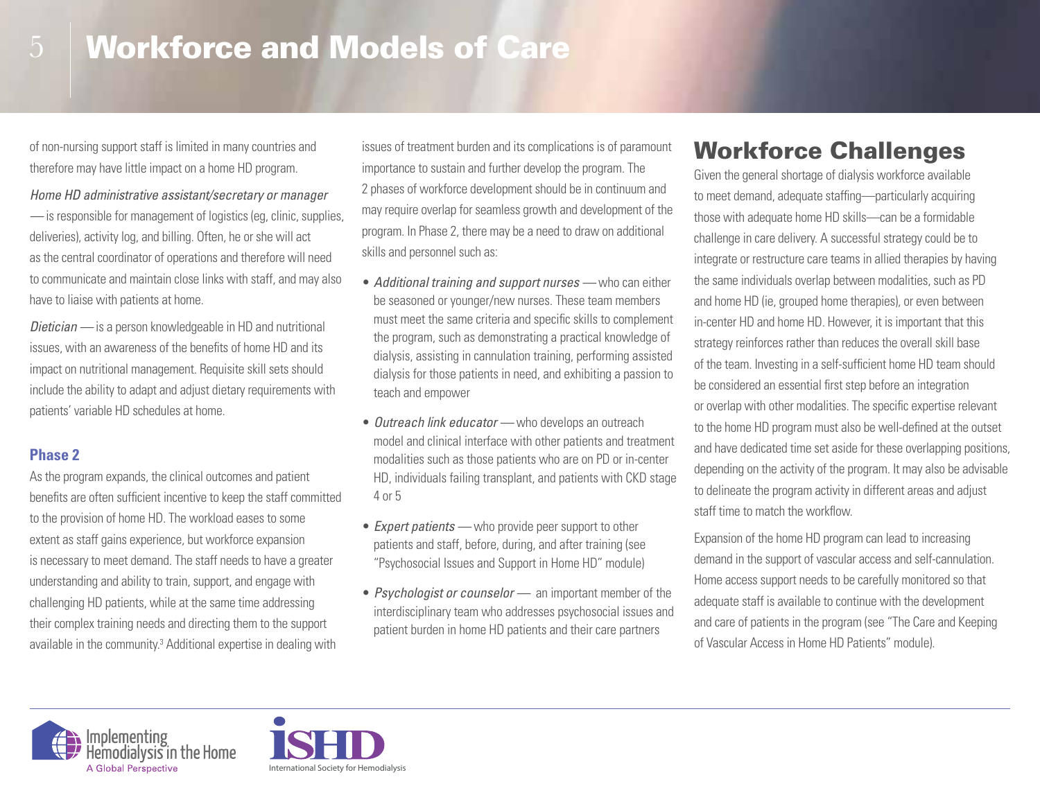of non-nursing support staff is limited in many countries and therefore may have little impact on a home HD program.

*Home HD administrative assistant/secretary or manager* — is responsible for management of logistics (eg, clinic, supplies, deliveries), activity log, and billing. Often, he or she will act as the central coordinator of operations and therefore will need to communicate and maintain close links with staff, and may also have to liaise with patients at home.

*Dietician* — is a person knowledgeable in HD and nutritional issues, with an awareness of the benefits of home HD and its impact on nutritional management. Requisite skill sets should include the ability to adapt and adjust dietary requirements with patients' variable HD schedules at home.

### Phase 2

As the program expands, the clinical outcomes and patient benefits are often sufficient incentive to keep the staff committed to the provision of home HD. The workload eases to some extent as staff gains experience, but workforce expansion is necessary to meet demand. The staff needs to have a greater understanding and ability to train, support, and engage with challenging HD patients, while at the same time addressing their complex training needs and directing them to the support available in the community.[3] Additional expertise in dealing with issues of treatment burden and its complications is of paramount importance to sustain and further develop the program. The 2 phases of workforce development should be in continuum and may require overlap for seamless growth and development of the program. In Phase 2, there may be a need to draw on additional skills and personnel such as:

- *Additional training and support nurses* — who can either be seasoned or younger/new nurses. These team members must meet the same criteria and specific skills to complement the program, such as demonstrating a practical knowledge of dialysis, assisting in cannulation training, performing assisted dialysis for those patients in need, and exhibiting a passion to teach and empower
- *Outreach link educator* — who develops an outreach model and clinical interface with other patients and treatment modalities such as those patients who are on PD or in-center HD, individuals failing transplant, and patients with CKD stage 4 or 5
- *Expert patients* — who provide peer support to other patients and staff, before, during, and after training (see "Psychosocial Issues and Support in Home HD" module)
- *Psychologist or counselor* — an important member of the interdisciplinary team who addresses psychosocial issues and patient burden in home HD patients and their care partners

## Workforce Challenges

Given the general shortage of dialysis workforce available to meet demand, adequate staffing—particularly acquiring those with adequate home HD skills—can be a formidable challenge in care delivery. A successful strategy could be to integrate or restructure care teams in allied therapies by having the same individuals overlap between modalities, such as PD and home HD (ie, grouped home therapies), or even between in-center HD and home HD. However, it is important that this strategy reinforces rather than reduces the overall skill base of the team. Investing in a self-sufficient home HD team should be considered an essential first step before an integration or overlap with other modalities. The specific expertise relevant to the home HD program must also be well-defined at the outset and have dedicated time set aside for these overlapping positions, depending on the activity of the program. It may also be advisable to delineate the program activity in different areas and adjust staff time to match the workflow.

Expansion of the home HD program can lead to increasing demand in the support of vascular access and self-cannulation. Home access support needs to be carefully monitored so that adequate staff is available to continue with the development and care of patients in the program (see "The Care and Keeping of Vascular Access in Home HD Patients" module).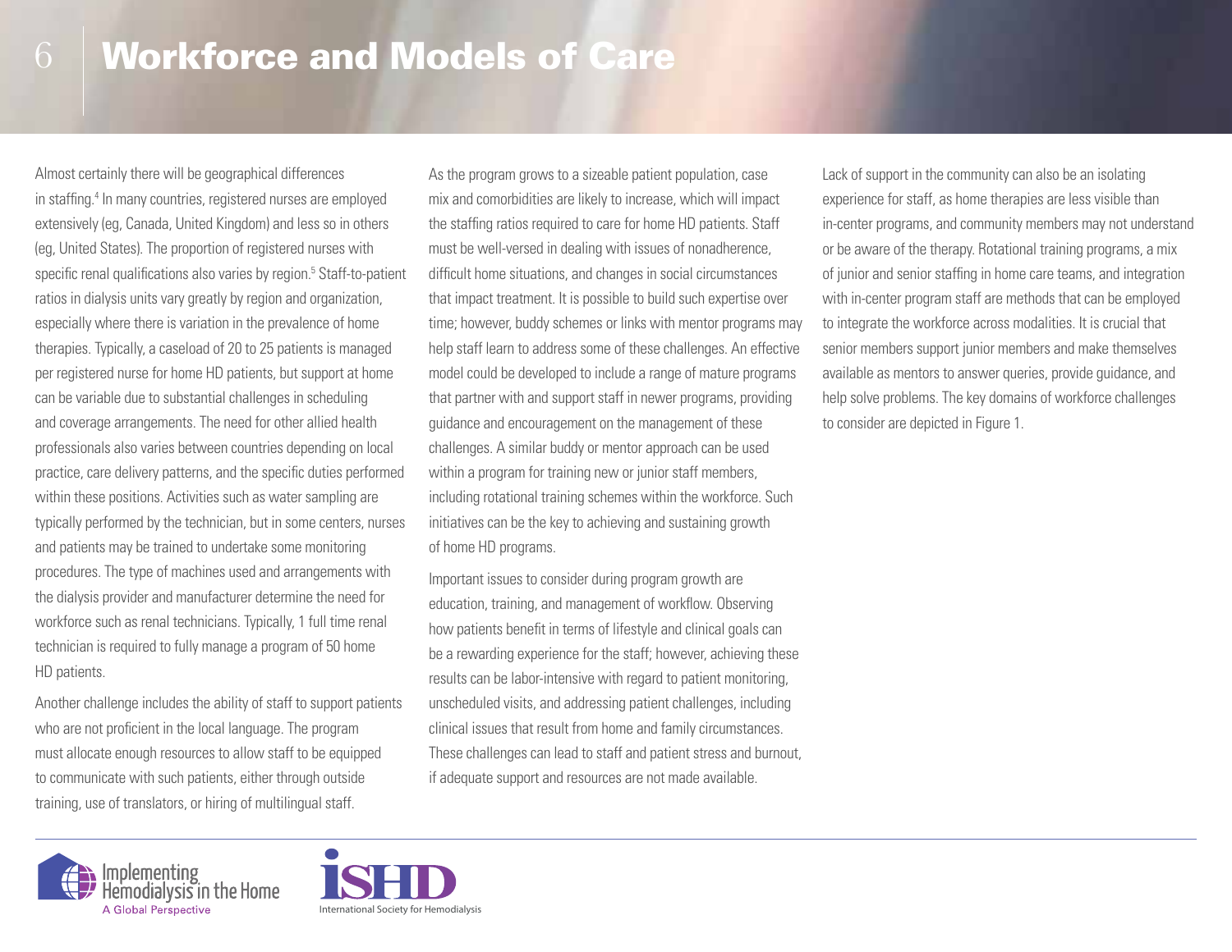# Workforce and Models of Care

Almost certainly there will be geographical differences in staffing.[4] In many countries, registered nurses are employed extensively (eg, Canada, United Kingdom) and less so in others (eg, United States). The proportion of registered nurses with specific renal qualifications also varies by region.[5] Staff-to-patient ratios in dialysis units vary greatly by region and organization, especially where there is variation in the prevalence of home therapies. Typically, a caseload of 20 to 25 patients is managed per registered nurse for home HD patients, but support at home can be variable due to substantial challenges in scheduling and coverage arrangements. The need for other allied health professionals also varies between countries depending on local practice, care delivery patterns, and the specific duties performed within these positions. Activities such as water sampling are typically performed by the technician, but in some centers, nurses and patients may be trained to undertake some monitoring procedures. The type of machines used and arrangements with the dialysis provider and manufacturer determine the need for workforce such as renal technicians. Typically, 1 full time renal technician is required to fully manage a program of 50 home HD patients.

Another challenge includes the ability of staff to support patients who are not proficient in the local language. The program must allocate enough resources to allow staff to be equipped to communicate with such patients, either through outside training, use of translators, or hiring of multilingual staff.

As the program grows to a sizeable patient population, case mix and comorbidities are likely to increase, which will impact the staffing ratios required to care for home HD patients. Staff must be well-versed in dealing with issues of nonadherence, difficult home situations, and changes in social circumstances that impact treatment. It is possible to build such expertise over time; however, buddy schemes or links with mentor programs may help staff learn to address some of these challenges. An effective model could be developed to include a range of mature programs that partner with and support staff in newer programs, providing guidance and encouragement on the management of these challenges. A similar buddy or mentor approach can be used within a program for training new or junior staff members, including rotational training schemes within the workforce. Such initiatives can be the key to achieving and sustaining growth of home HD programs.

Important issues to consider during program growth are education, training, and management of workflow. Observing how patients benefit in terms of lifestyle and clinical goals can be a rewarding experience for the staff; however, achieving these results can be labor-intensive with regard to patient monitoring, unscheduled visits, and addressing patient challenges, including clinical issues that result from home and family circumstances. These challenges can lead to staff and patient stress and burnout, if adequate support and resources are not made available.

Lack of support in the community can also be an isolating experience for staff, as home therapies are less visible than in-center programs, and community members may not understand or be aware of the therapy. Rotational training programs, a mix of junior and senior staffing in home care teams, and integration with in-center program staff are methods that can be employed to integrate the workforce across modalities. It is crucial that senior members support junior members and make themselves available as mentors to answer queries, provide guidance, and help solve problems. The key domains of workforce challenges to consider are depicted in Figure 1.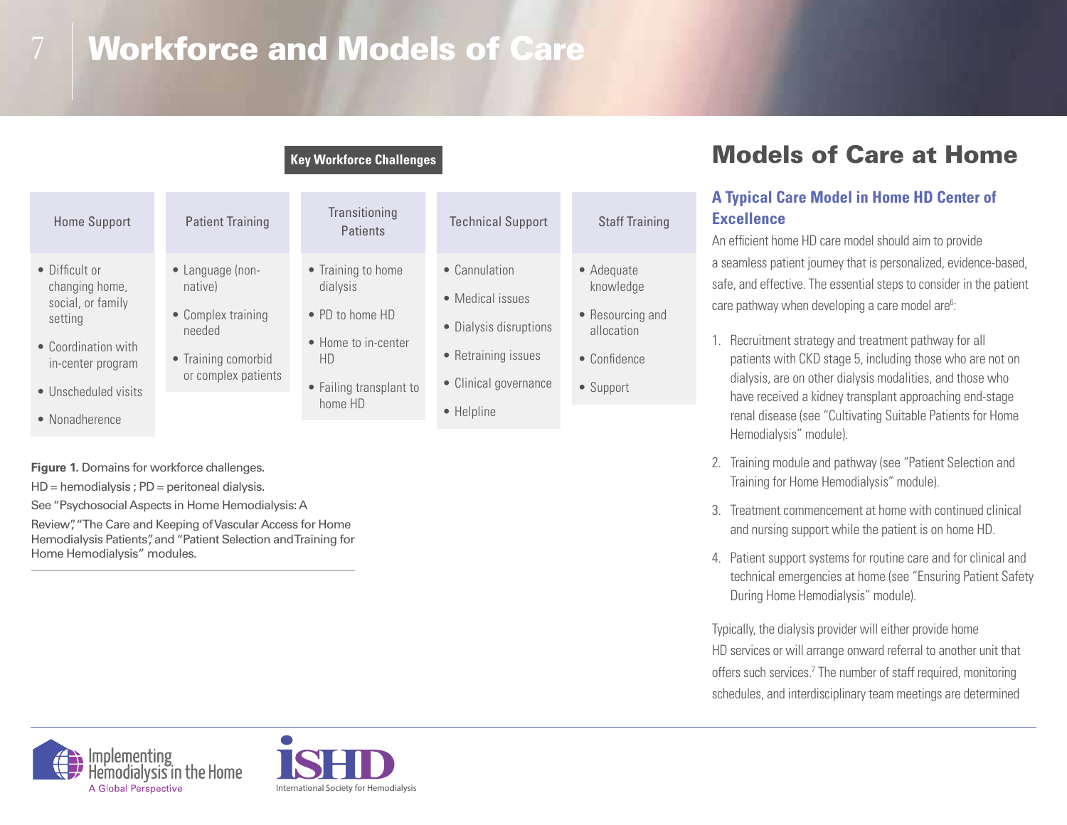# Workforce and Models of Care

**Key Workforce Challenges**

| Home Support | Patient Training | Transitioning Patients | Technical Support | Staff Training |
|---|---|---|---|---|
| • Difficult or changing home, social, or family setting<br>• Coordination with in-center program<br>• Unscheduled visits<br>• Nonadherence | • Language (non-native)<br>• Complex training needed<br>• Training comorbid or complex patients | • Training to home dialysis<br>• PD to home HD<br>• Home to in-center HD<br>• Failing transplant to home HD | • Cannulation<br>• Medical issues<br>• Dialysis disruptions<br>• Retraining issues<br>• Clinical governance<br>• Helpline | • Adequate knowledge<br>• Resourcing and allocation<br>• Confidence<br>• Support |

**Figure 1.** Domains for workforce challenges.
HD = hemodialysis ; PD = peritoneal dialysis.
See "Psychosocial Aspects in Home Hemodialysis: A Review", "The Care and Keeping of Vascular Access for Home Hemodialysis Patients", and "Patient Selection and Training for Home Hemodialysis" modules.

## Models of Care at Home

### A Typical Care Model in Home HD Center of Excellence

An efficient home HD care model should aim to provide a seamless patient journey that is personalized, evidence-based, safe, and effective. The essential steps to consider in the patient care pathway when developing a care model are[6]:

1. Recruitment strategy and treatment pathway for all patients with CKD stage 5, including those who are not on dialysis, are on other dialysis modalities, and those who have received a kidney transplant approaching end-stage renal disease (see "Cultivating Suitable Patients for Home Hemodialysis" module).
2. Training module and pathway (see "Patient Selection and Training for Home Hemodialysis" module).
3. Treatment commencement at home with continued clinical and nursing support while the patient is on home HD.
4. Patient support systems for routine care and for clinical and technical emergencies at home (see "Ensuring Patient Safety During Home Hemodialysis" module).

Typically, the dialysis provider will either provide home HD services or will arrange onward referral to another unit that offers such services.[7] The number of staff required, monitoring schedules, and interdisciplinary team meetings are determined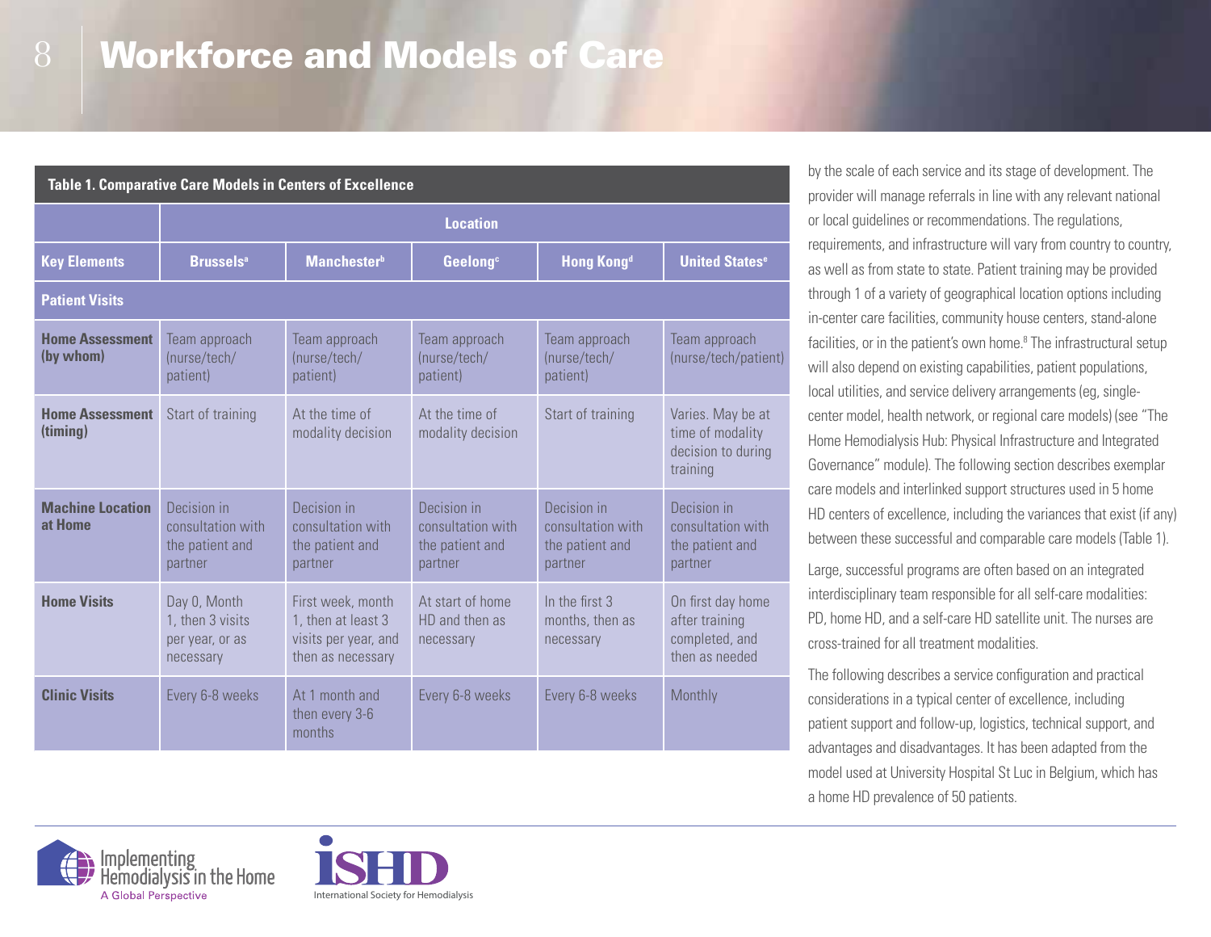# Workforce and Models of Care

**Table 1. Comparative Care Models in Centers of Excellence**

| Key Elements | Location | | | | |
|---|---|---|---|---|---|
| | Brussels[a] | Manchester[b] | Geelong[c] | Hong Kong[d] | United States[e] |
| **Patient Visits** | | | | | |
| **Home Assessment (by whom)** | Team approach (nurse/tech/patient) | Team approach (nurse/tech/patient) | Team approach (nurse/tech/patient) | Team approach (nurse/tech/patient) | Team approach (nurse/tech/patient) |
| **Home Assessment (timing)** | Start of training | At the time of modality decision | At the time of modality decision | Start of training | Varies. May be at time of modality decision to during training |
| **Machine Location at Home** | Decision in consultation with the patient and partner | Decision in consultation with the patient and partner | Decision in consultation with the patient and partner | Decision in consultation with the patient and partner | Decision in consultation with the patient and partner |
| **Home Visits** | Day 0, Month 1, then 3 visits per year, or as necessary | First week, month 1, then at least 3 visits per year, and then as necessary | At start of home HD and then as necessary | In the first 3 months, then as necessary | On first day home after training completed, and then as needed |
| **Clinic Visits** | Every 6-8 weeks | At 1 month and then every 3-6 months | Every 6-8 weeks | Every 6-8 weeks | Monthly |

by the scale of each service and its stage of development. The provider will manage referrals in line with any relevant national or local guidelines or recommendations. The regulations, requirements, and infrastructure will vary from country to country, as well as from state to state. Patient training may be provided through 1 of a variety of geographical location options including in-center care facilities, community house centers, stand-alone facilities, or in the patient's own home.[8] The infrastructural setup will also depend on existing capabilities, patient populations, local utilities, and service delivery arrangements (eg, single-center model, health network, or regional care models) (see "The Home Hemodialysis Hub: Physical Infrastructure and Integrated Governance" module). The following section describes exemplar care models and interlinked support structures used in 5 home HD centers of excellence, including the variances that exist (if any) between these successful and comparable care models (Table 1).

Large, successful programs are often based on an integrated interdisciplinary team responsible for all self-care modalities: PD, home HD, and a self-care HD satellite unit. The nurses are cross-trained for all treatment modalities.

The following describes a service configuration and practical considerations in a typical center of excellence, including patient support and follow-up, logistics, technical support, and advantages and disadvantages. It has been adapted from the model used at University Hospital St Luc in Belgium, which has a home HD prevalence of 50 patients.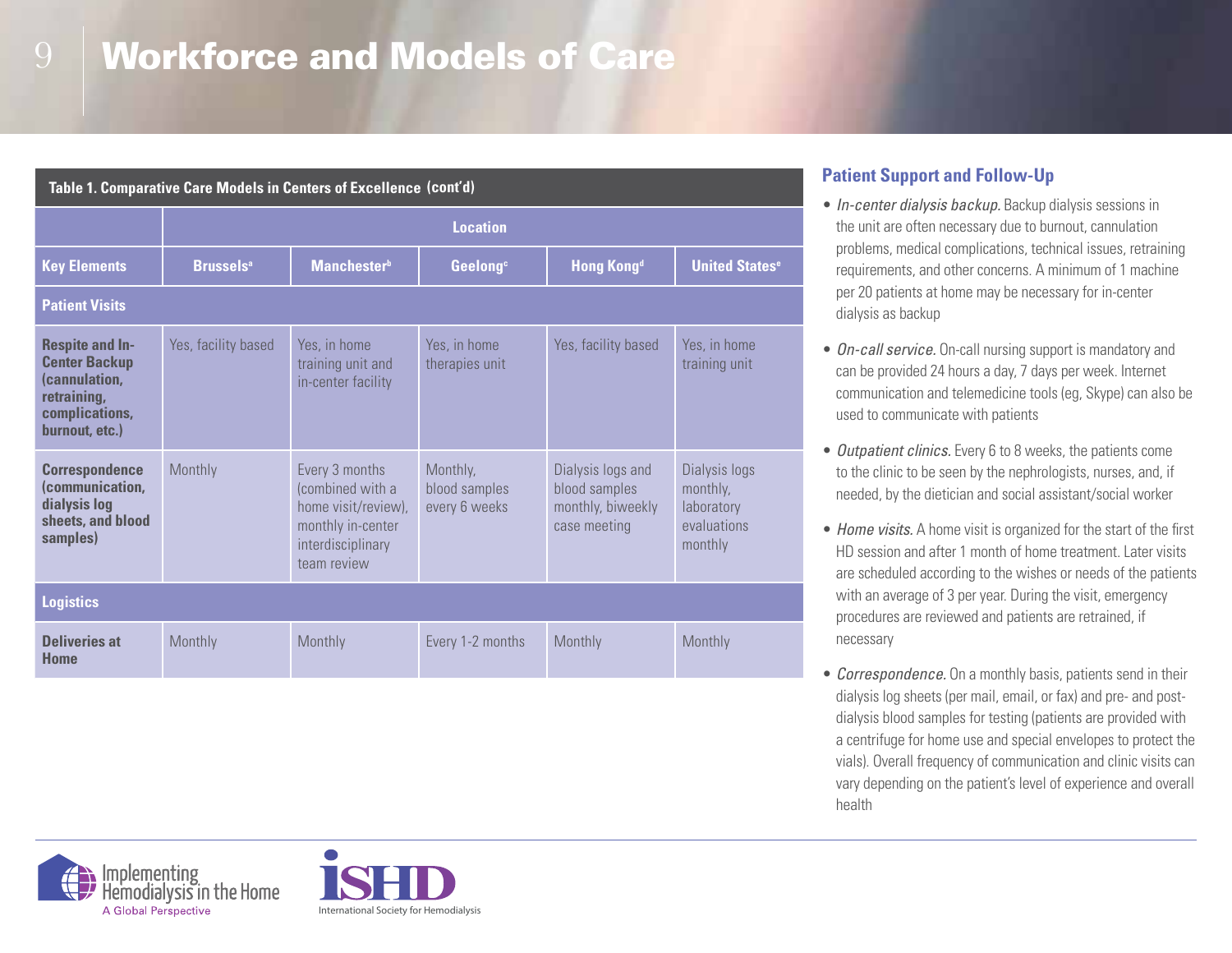# Workforce and Models of Care

**Table 1. Comparative Care Models in Centers of Excellence (cont'd)**

| | Location | | | | |
|---|---|---|---|---|---|
| **Key Elements** | **Brussels**[a] | **Manchester**[b] | **Geelong**[c] | **Hong Kong**[d] | **United States**[e] |
| **Patient Visits** | | | | | |
| **Respite and In-Center Backup (cannulation, retraining, complications, burnout, etc.)** | Yes, facility based | Yes, in home training unit and in-center facility | Yes, in home therapies unit | Yes, facility based | Yes, in home training unit |
| **Correspondence (communication, dialysis log sheets, and blood samples)** | Monthly | Every 3 months (combined with a home visit/review), monthly in-center interdisciplinary team review | Monthly, blood samples every 6 weeks | Dialysis logs and blood samples monthly, biweekly case meeting | Dialysis logs monthly, laboratory evaluations monthly |
| **Logistics** | | | | | |
| **Deliveries at Home** | Monthly | Monthly | Every 1-2 months | Monthly | Monthly |

### Patient Support and Follow-Up

- *In-center dialysis backup.* Backup dialysis sessions in the unit are often necessary due to burnout, cannulation problems, medical complications, technical issues, retraining requirements, and other concerns. A minimum of 1 machine per 20 patients at home may be necessary for in-center dialysis as backup
- *On-call service.* On-call nursing support is mandatory and can be provided 24 hours a day, 7 days per week. Internet communication and telemedicine tools (eg, Skype) can also be used to communicate with patients
- *Outpatient clinics.* Every 6 to 8 weeks, the patients come to the clinic to be seen by the nephrologists, nurses, and, if needed, by the dietician and social assistant/social worker
- *Home visits.* A home visit is organized for the start of the first HD session and after 1 month of home treatment. Later visits are scheduled according to the wishes or needs of the patients with an average of 3 per year. During the visit, emergency procedures are reviewed and patients are retrained, if necessary
- *Correspondence.* On a monthly basis, patients send in their dialysis log sheets (per mail, email, or fax) and pre- and post-dialysis blood samples for testing (patients are provided with a centrifuge for home use and special envelopes to protect the vials). Overall frequency of communication and clinic visits can vary depending on the patient's level of experience and overall health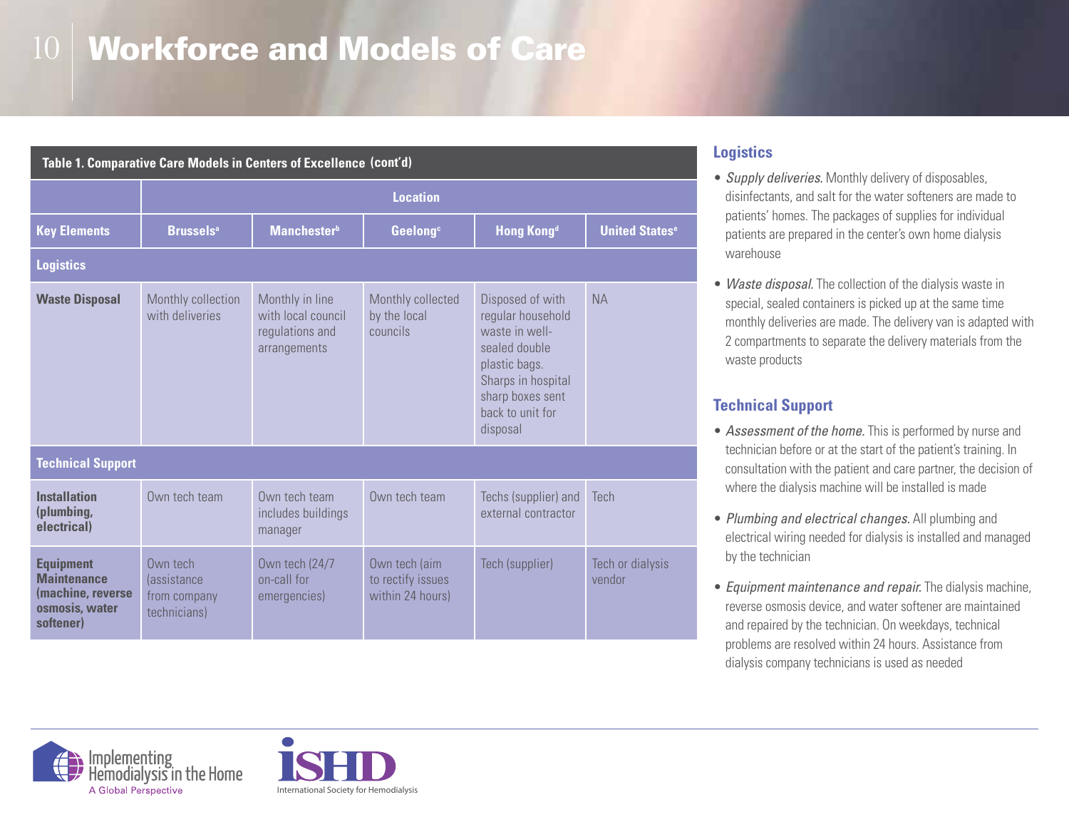# Workforce and Models of Care

**Table 1. Comparative Care Models in Centers of Excellence (cont'd)**

| | Location | | | | |
|---|---|---|---|---|---|
| **Key Elements** | **Brussels[a]** | **Manchester[b]** | **Geelong[c]** | **Hong Kong[d]** | **United States[e]** |
| **Logistics** | | | | | |
| **Waste Disposal** | Monthly collection with deliveries | Monthly in line with local council regulations and arrangements | Monthly collected by the local councils | Disposed of with regular household waste in well-sealed double plastic bags. Sharps in hospital sharp boxes sent back to unit for disposal | NA |
| **Technical Support** | | | | | |
| **Installation (plumbing, electrical)** | Own tech team | Own tech team includes buildings manager | Own tech team | Techs (supplier) and external contractor | Tech |
| **Equipment Maintenance (machine, reverse osmosis, water softener)** | Own tech (assistance from company technicians) | Own tech (24/7 on-call for emergencies) | Own tech (aim to rectify issues within 24 hours) | Tech (supplier) | Tech or dialysis vendor |

## Logistics

- *Supply deliveries.* Monthly delivery of disposables, disinfectants, and salt for the water softeners are made to patients' homes. The packages of supplies for individual patients are prepared in the center's own home dialysis warehouse
- *Waste disposal.* The collection of the dialysis waste in special, sealed containers is picked up at the same time monthly deliveries are made. The delivery van is adapted with 2 compartments to separate the delivery materials from the waste products

## Technical Support

- *Assessment of the home.* This is performed by nurse and technician before or at the start of the patient's training. In consultation with the patient and care partner, the decision of where the dialysis machine will be installed is made
- *Plumbing and electrical changes.* All plumbing and electrical wiring needed for dialysis is installed and managed by the technician
- *Equipment maintenance and repair.* The dialysis machine, reverse osmosis device, and water softener are maintained and repaired by the technician. On weekdays, technical problems are resolved within 24 hours. Assistance from dialysis company technicians is used as needed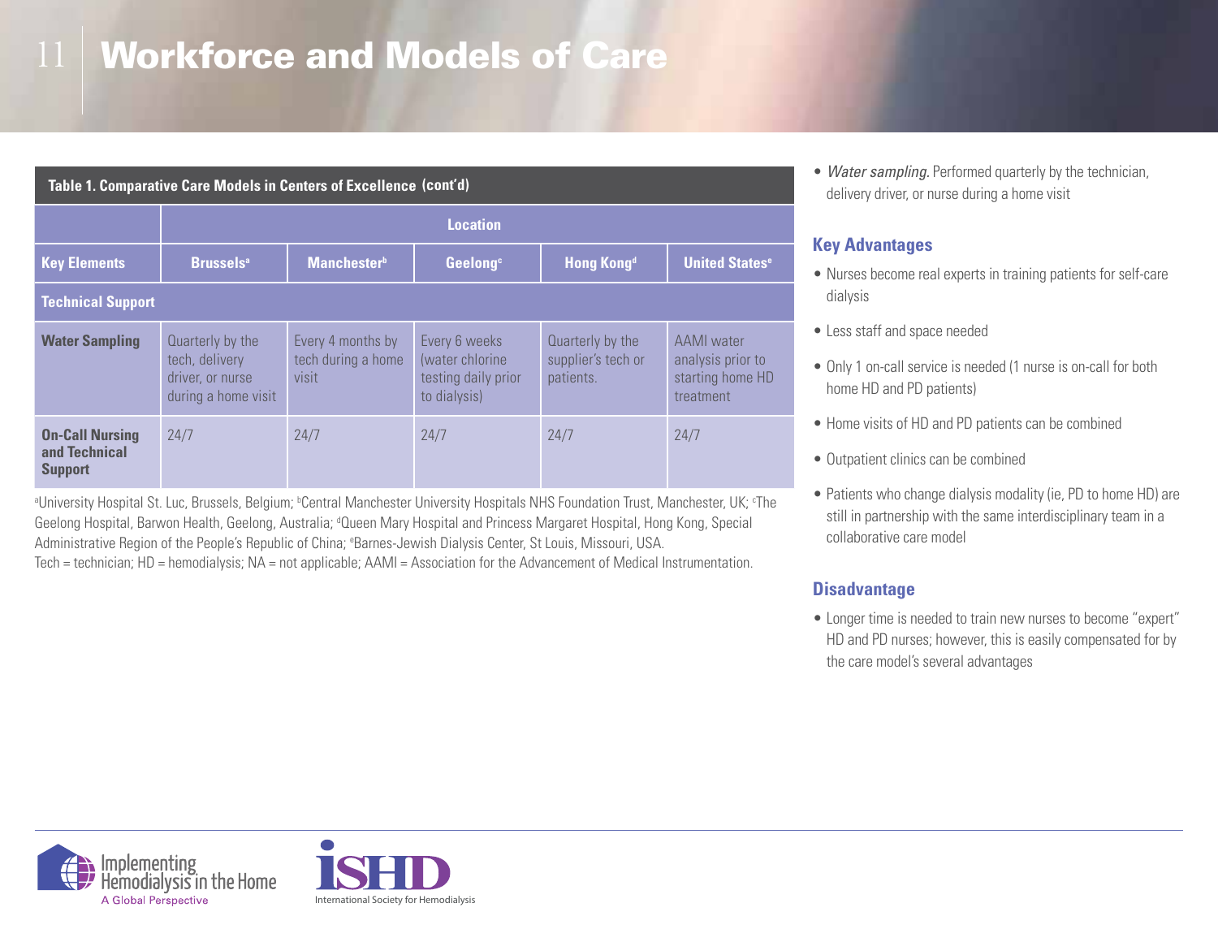# Workforce and Models of Care

**Table 1. Comparative Care Models in Centers of Excellence (cont'd)**

| | Location | | | | |
|---|---|---|---|---|---|
| **Key Elements** | **Brussels[a]** | **Manchester[b]** | **Geelong[c]** | **Hong Kong[d]** | **United States[e]** |
| **Technical Support** | | | | | |
| **Water Sampling** | Quarterly by the tech, delivery driver, or nurse during a home visit | Every 4 months by tech during a home visit | Every 6 weeks (water chlorine testing daily prior to dialysis) | Quarterly by the supplier's tech or patients. | AAMI water analysis prior to starting home HD treatment |
| **On-Call Nursing and Technical Support** | 24/7 | 24/7 | 24/7 | 24/7 | 24/7 |

[a]University Hospital St. Luc, Brussels, Belgium; [b]Central Manchester University Hospitals NHS Foundation Trust, Manchester, UK; [c]The Geelong Hospital, Barwon Health, Geelong, Australia; [d]Queen Mary Hospital and Princess Margaret Hospital, Hong Kong, Special Administrative Region of the People's Republic of China; [e]Barnes-Jewish Dialysis Center, St Louis, Missouri, USA.
Tech = technician; HD = hemodialysis; NA = not applicable; AAMI = Association for the Advancement of Medical Instrumentation.

- *Water sampling.* Performed quarterly by the technician, delivery driver, or nurse during a home visit

### Key Advantages

- Nurses become real experts in training patients for self-care dialysis
- Less staff and space needed
- Only 1 on-call service is needed (1 nurse is on-call for both home HD and PD patients)
- Home visits of HD and PD patients can be combined
- Outpatient clinics can be combined
- Patients who change dialysis modality (ie, PD to home HD) are still in partnership with the same interdisciplinary team in a collaborative care model

### Disadvantage

- Longer time is needed to train new nurses to become "expert" HD and PD nurses; however, this is easily compensated for by the care model's several advantages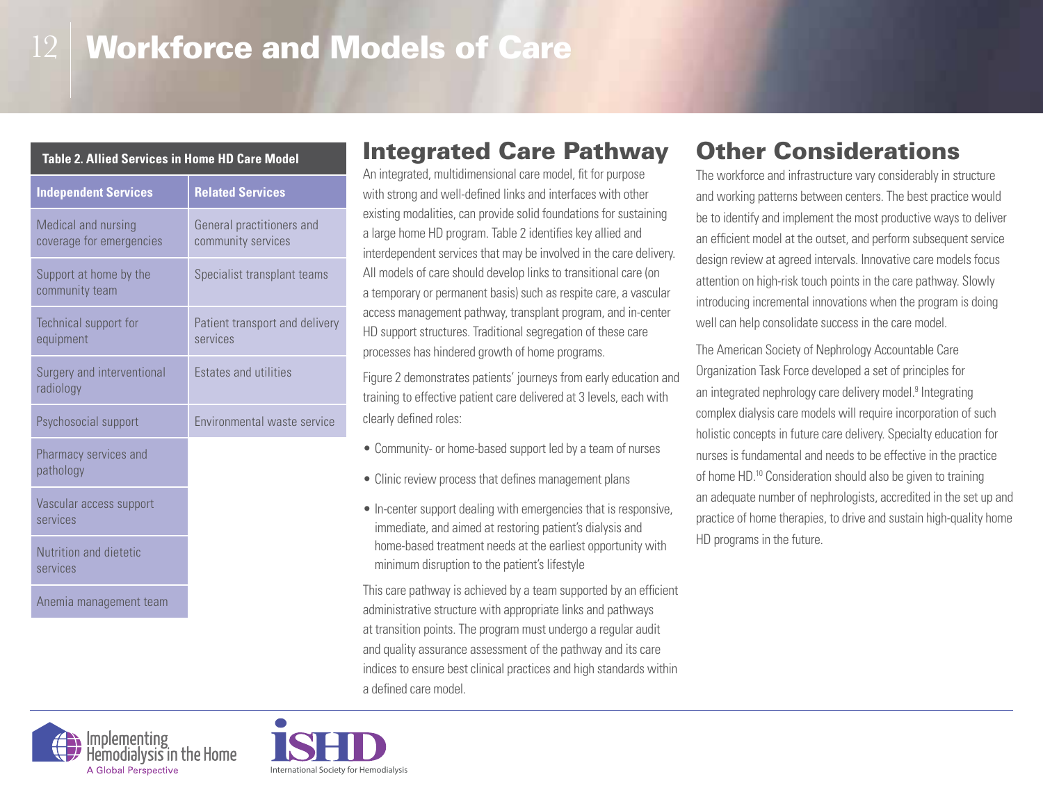# Workforce and Models of Care

**Table 2. Allied Services in Home HD Care Model**

| Independent Services | Related Services |
| --- | --- |
| Medical and nursing coverage for emergencies | General practitioners and community services |
| Support at home by the community team | Specialist transplant teams |
| Technical support for equipment | Patient transport and delivery services |
| Surgery and interventional radiology | Estates and utilities |
| Psychosocial support | Environmental waste service |
| Pharmacy services and pathology | |
| Vascular access support services | |
| Nutrition and dietetic services | |
| Anemia management team | |

## Integrated Care Pathway

An integrated, multidimensional care model, fit for purpose with strong and well-defined links and interfaces with other existing modalities, can provide solid foundations for sustaining a large home HD program. Table 2 identifies key allied and interdependent services that may be involved in the care delivery. All models of care should develop links to transitional care (on a temporary or permanent basis) such as respite care, a vascular access management pathway, transplant program, and in-center HD support structures. Traditional segregation of these care processes has hindered growth of home programs.

Figure 2 demonstrates patients' journeys from early education and training to effective patient care delivered at 3 levels, each with clearly defined roles:

- Community- or home-based support led by a team of nurses
- Clinic review process that defines management plans
- In-center support dealing with emergencies that is responsive, immediate, and aimed at restoring patient's dialysis and home-based treatment needs at the earliest opportunity with minimum disruption to the patient's lifestyle

This care pathway is achieved by a team supported by an efficient administrative structure with appropriate links and pathways at transition points. The program must undergo a regular audit and quality assurance assessment of the pathway and its care indices to ensure best clinical practices and high standards within a defined care model.

## Other Considerations

The workforce and infrastructure vary considerably in structure and working patterns between centers. The best practice would be to identify and implement the most productive ways to deliver an efficient model at the outset, and perform subsequent service design review at agreed intervals. Innovative care models focus attention on high-risk touch points in the care pathway. Slowly introducing incremental innovations when the program is doing well can help consolidate success in the care model.

The American Society of Nephrology Accountable Care Organization Task Force developed a set of principles for an integrated nephrology care delivery model.[9] Integrating complex dialysis care models will require incorporation of such holistic concepts in future care delivery. Specialty education for nurses is fundamental and needs to be effective in the practice of home HD.[10] Consideration should also be given to training an adequate number of nephrologists, accredited in the set up and practice of home therapies, to drive and sustain high-quality home HD programs in the future.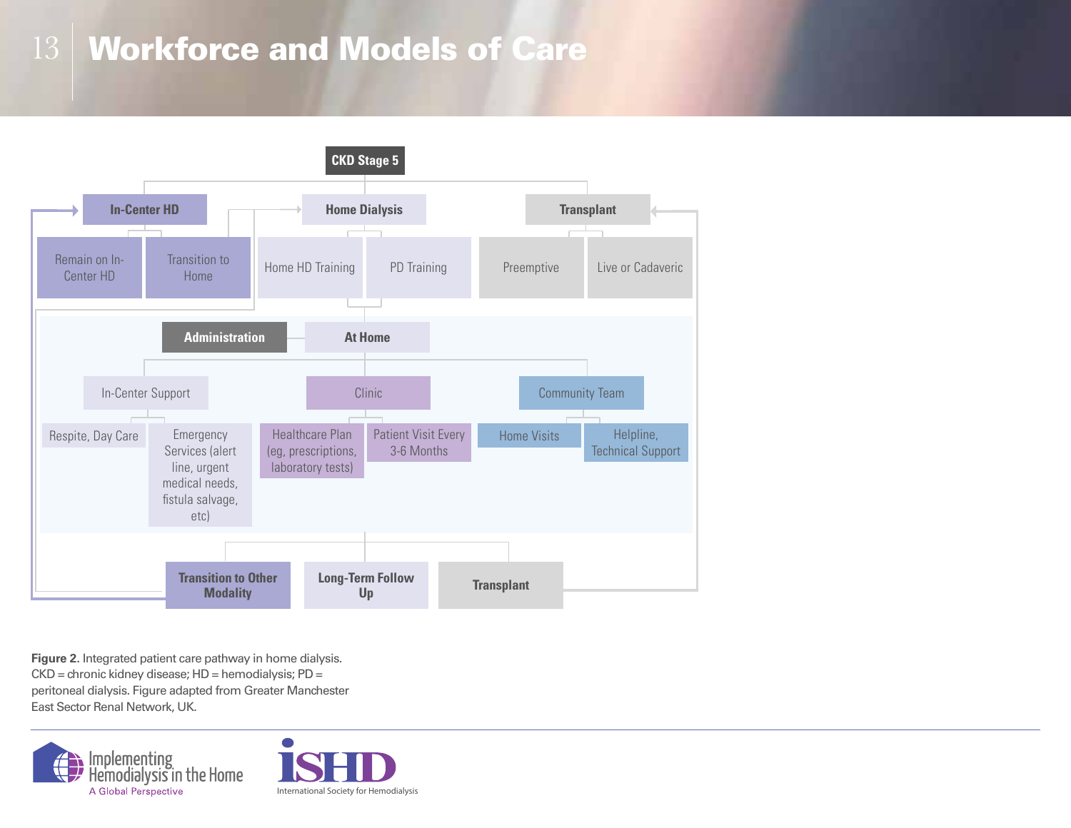# Workforce and Models of Care

CKD Stage 5

- In-Center HD
  - Remain on In-Center HD
  - Transition to Home
- Home Dialysis
  - Home HD Training
  - PD Training
- Transplant
  - Preemptive
  - Live or Cadaveric

Administration — At Home

- In-Center Support
  - Respite, Day Care
  - Emergency Services (alert line, urgent medical needs, fistula salvage, etc)
- Clinic
  - Healthcare Plan (eg, prescriptions, laboratory tests)
  - Patient Visit Every 3-6 Months
- Community Team
  - Home Visits
  - Helpline, Technical Support

- Transition to Other Modality
- Long-Term Follow Up
- Transplant

**Figure 2.** Integrated patient care pathway in home dialysis. CKD = chronic kidney disease; HD = hemodialysis; PD = peritoneal dialysis. Figure adapted from Greater Manchester East Sector Renal Network, UK.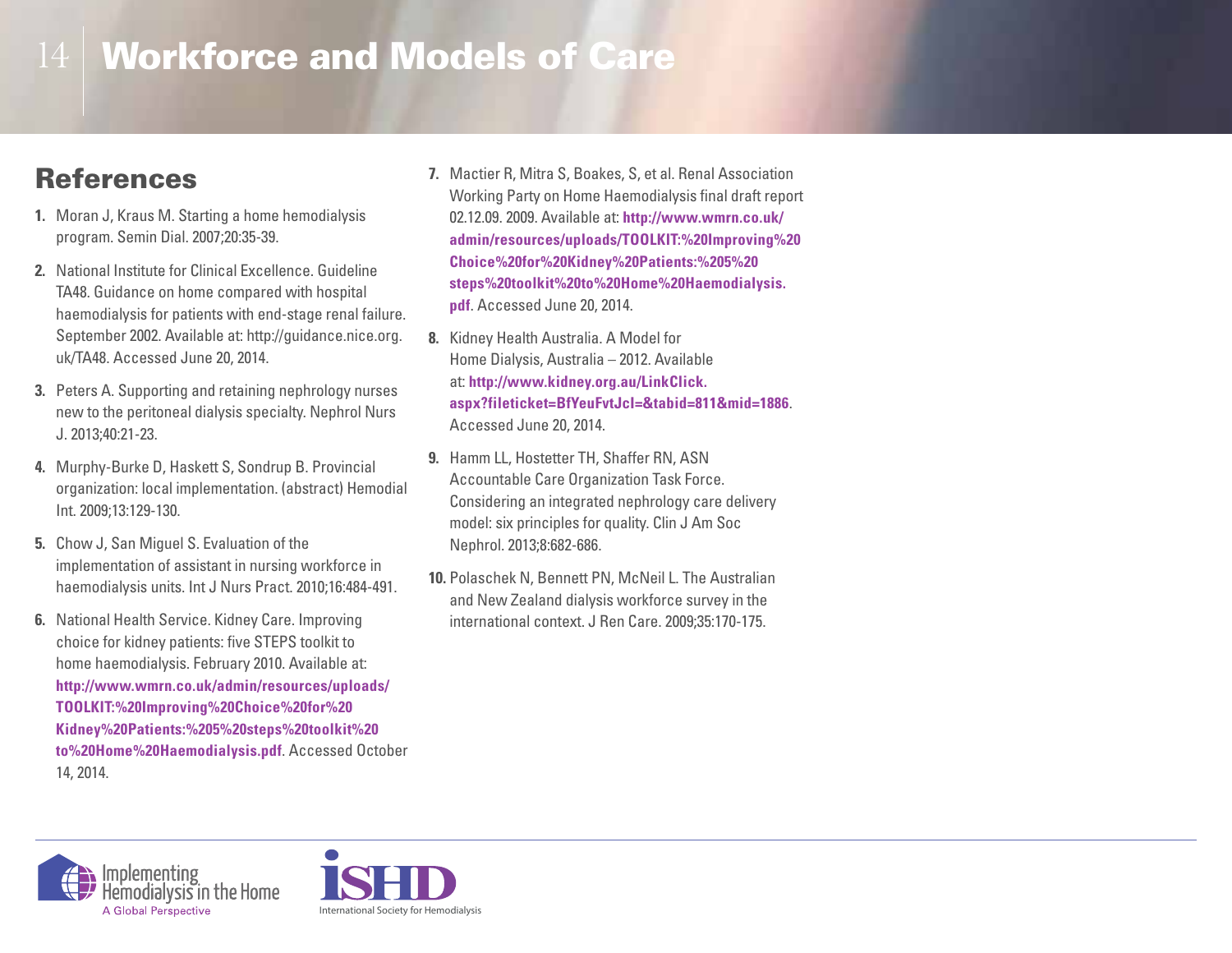## References

1. Moran J, Kraus M. Starting a home hemodialysis program. Semin Dial. 2007;20:35-39.
2. National Institute for Clinical Excellence. Guideline TA48. Guidance on home compared with hospital haemodialysis for patients with end-stage renal failure. September 2002. Available at: http://guidance.nice.org.uk/TA48. Accessed June 20, 2014.
3. Peters A. Supporting and retaining nephrology nurses new to the peritoneal dialysis specialty. Nephrol Nurs J. 2013;40:21-23.
4. Murphy-Burke D, Haskett S, Sondrup B. Provincial organization: local implementation. (abstract) Hemodial Int. 2009;13:129-130.
5. Chow J, San Miguel S. Evaluation of the implementation of assistant in nursing workforce in haemodialysis units. Int J Nurs Pract. 2010;16:484-491.
6. National Health Service. Kidney Care. Improving choice for kidney patients: five STEPS toolkit to home haemodialysis. February 2010. Available at: **http://www.wmrn.co.uk/admin/resources/uploads/TOOLKIT:%20Improving%20Choice%20for%20Kidney%20Patients:%205%20steps%20toolkit%20to%20Home%20Haemodialysis.pdf**. Accessed October 14, 2014.
7. Mactier R, Mitra S, Boakes, S, et al. Renal Association Working Party on Home Haemodialysis final draft report 02.12.09. 2009. Available at: **http://www.wmrn.co.uk/admin/resources/uploads/TOOLKIT:%20Improving%20Choice%20for%20Kidney%20Patients:%205%20steps%20toolkit%20to%20Home%20Haemodialysis.pdf**. Accessed June 20, 2014.
8. Kidney Health Australia. A Model for Home Dialysis, Australia – 2012. Available at: **http://www.kidney.org.au/LinkClick.aspx?fileticket=BfYeuFvtJcI=&tabid=811&mid=1886**. Accessed June 20, 2014.
9. Hamm LL, Hostetter TH, Shaffer RN, ASN Accountable Care Organization Task Force. Considering an integrated nephrology care delivery model: six principles for quality. Clin J Am Soc Nephrol. 2013;8:682-686.
10. Polaschek N, Bennett PN, McNeil L. The Australian and New Zealand dialysis workforce survey in the international context. J Ren Care. 2009;35:170-175.